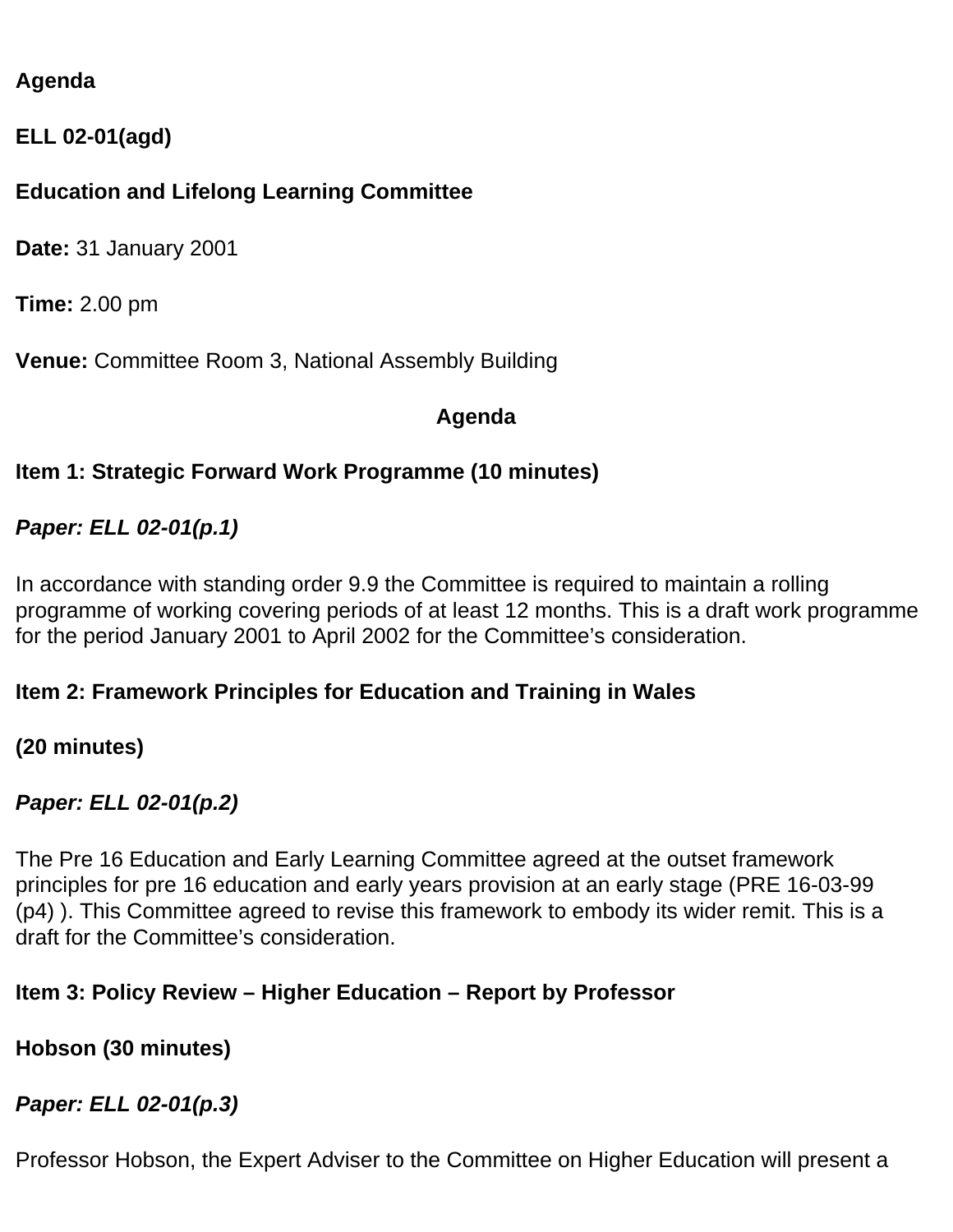**Agenda**

**ELL 02-01(agd)**

**Education and Lifelong Learning Committee**

**Date:** 31 January 2001

**Time:** 2.00 pm

**Venue:** Committee Room 3, National Assembly Building

## Agenda

**Item 1: Strategic Forward Work Programme (10 minutes)**

***Paper: ELL 02-01(p.1)***

In accordance with standing order 9.9 the Committee is required to maintain a rolling programme of working covering periods of at least 12 months. This is a draft work programme for the period January 2001 to April 2002 for the Committee's consideration.

**Item 2: Framework Principles for Education and Training in Wales**

**(20 minutes)**

***Paper: ELL 02-01(p.2)***

The Pre 16 Education and Early Learning Committee agreed at the outset framework principles for pre 16 education and early years provision at an early stage (PRE 16-03-99 (p4) ). This Committee agreed to revise this framework to embody its wider remit. This is a draft for the Committee's consideration.

**Item 3: Policy Review – Higher Education – Report by Professor**

**Hobson (30 minutes)**

***Paper: ELL 02-01(p.3)***

Professor Hobson, the Expert Adviser to the Committee on Higher Education will present a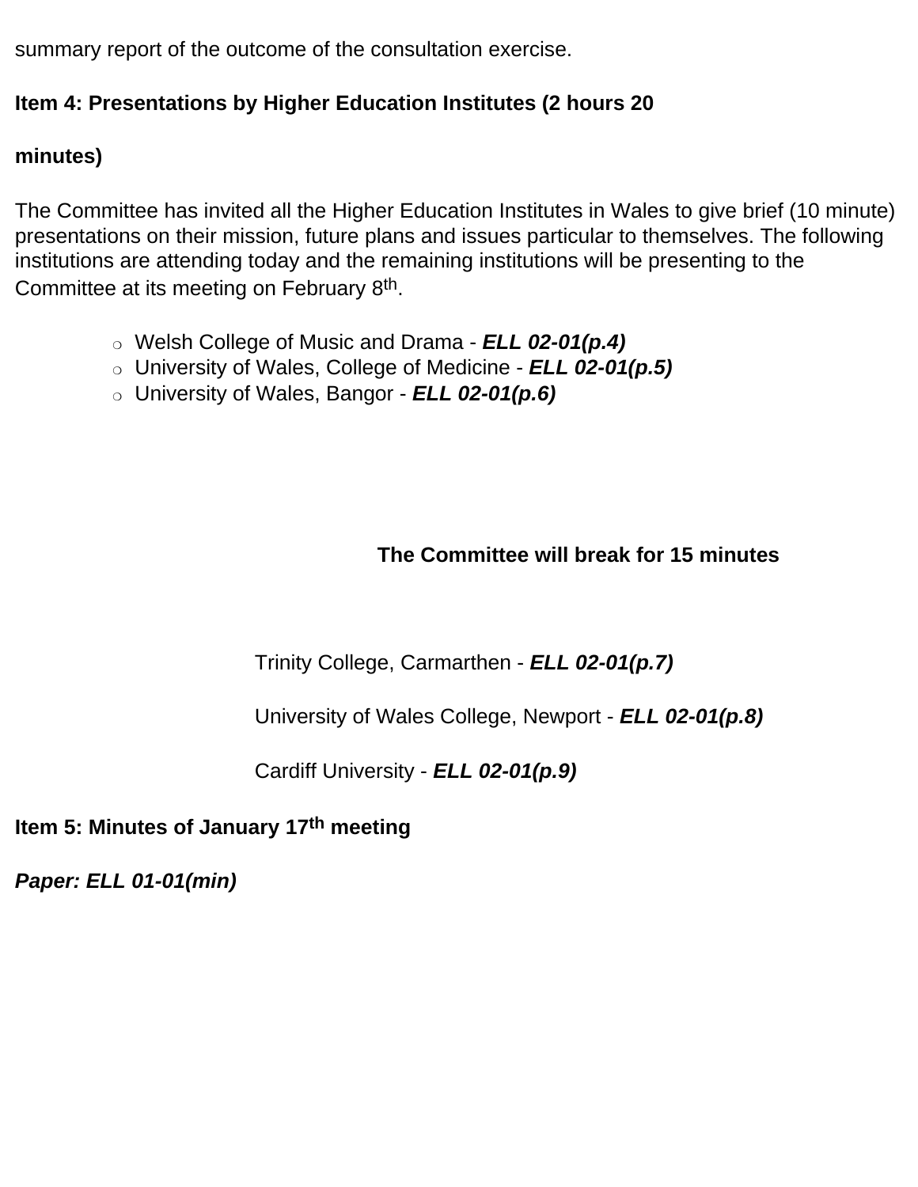summary report of the outcome of the consultation exercise.

**Item 4: Presentations by Higher Education Institutes (2 hours 20 minutes)**

The Committee has invited all the Higher Education Institutes in Wales to give brief (10 minute) presentations on their mission, future plans and issues particular to themselves. The following institutions are attending today and the remaining institutions will be presenting to the Committee at its meeting on February 8th.

- Welsh College of Music and Drama - ***ELL 02-01(p.4)***
- University of Wales, College of Medicine - ***ELL 02-01(p.5)***
- University of Wales, Bangor - ***ELL 02-01(p.6)***

**The Committee will break for 15 minutes**

Trinity College, Carmarthen - ***ELL 02-01(p.7)***

University of Wales College, Newport - ***ELL 02-01(p.8)***

Cardiff University - ***ELL 02-01(p.9)***

**Item 5: Minutes of January 17th meeting**

***Paper: ELL 01-01(min)***